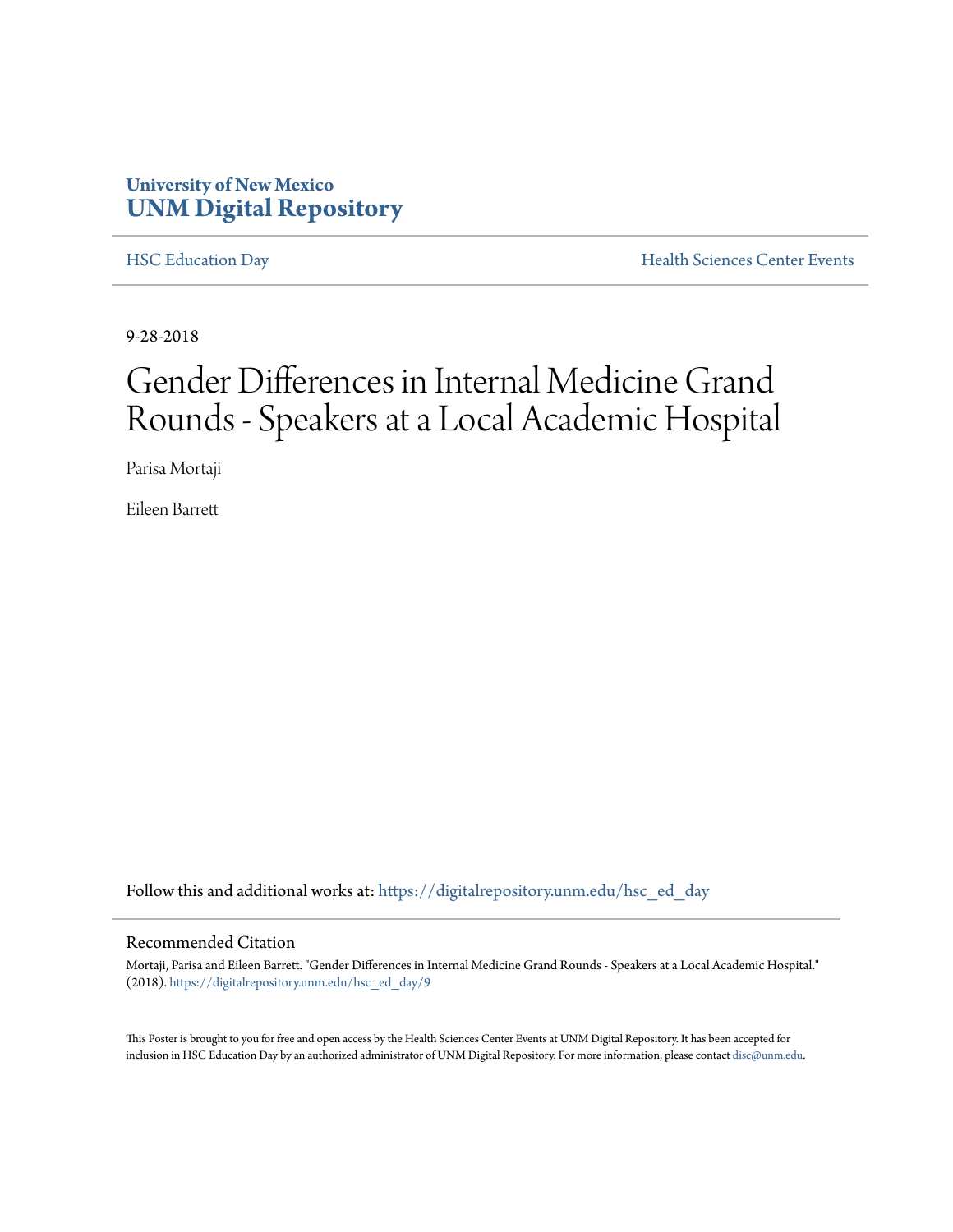University of New Mexico
**UNM Digital Repository**

HSC Education Day | Health Sciences Center Events

9-28-2018

# Gender Differences in Internal Medicine Grand Rounds - Speakers at a Local Academic Hospital

Parisa Mortaji

Eileen Barrett

Follow this and additional works at: https://digitalrepository.unm.edu/hsc_ed_day

## Recommended Citation

Mortaji, Parisa and Eileen Barrett. "Gender Differences in Internal Medicine Grand Rounds - Speakers at a Local Academic Hospital." (2018). https://digitalrepository.unm.edu/hsc_ed_day/9

This Poster is brought to you for free and open access by the Health Sciences Center Events at UNM Digital Repository. It has been accepted for inclusion in HSC Education Day by an authorized administrator of UNM Digital Repository. For more information, please contact disc@unm.edu.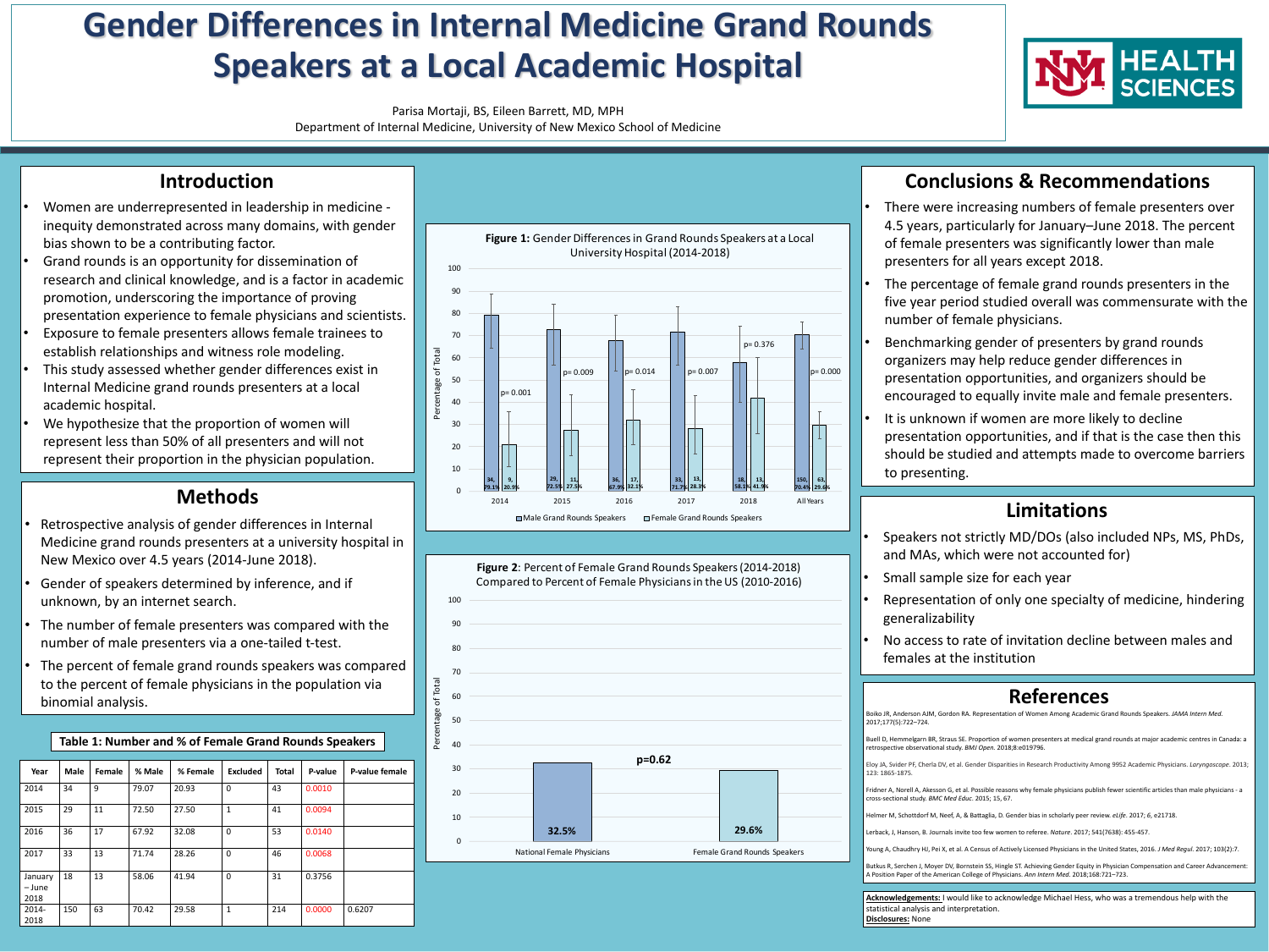# Gender Differences in Internal Medicine Grand Rounds Speakers at a Local Academic Hospital

Parisa Mortaji, BS, Eileen Barrett, MD, MPH

Department of Internal Medicine, University of New Mexico School of Medicine

UNM HEALTH SCIENCES

## Introduction

- Women are underrepresented in leadership in medicine - inequity demonstrated across many domains, with gender bias shown to be a contributing factor.
- Grand rounds is an opportunity for dissemination of research and clinical knowledge, and is a factor in academic promotion, underscoring the importance of proving presentation experience to female physicians and scientists.
- Exposure to female presenters allows female trainees to establish relationships and witness role modeling.
- This study assessed whether gender differences exist in Internal Medicine grand rounds presenters at a local academic hospital.
- We hypothesize that the proportion of women will represent less than 50% of all presenters and will not represent their proportion in the physician population.

## Methods

- Retrospective analysis of gender differences in Internal Medicine grand rounds presenters at a university hospital in New Mexico over 4.5 years (2014-June 2018).
- Gender of speakers determined by inference, and if unknown, by an internet search.
- The number of female presenters was compared with the number of male presenters via a one-tailed t-test.
- The percent of female grand rounds speakers was compared to the percent of female physicians in the population via binomial analysis.

**Table 1: Number and % of Female Grand Rounds Speakers**

| Year | Male | Female | % Male | % Female | Excluded | Total | P-value | P-value female |
|---|---|---|---|---|---|---|---|---|
| 2014 | 34 | 9 | 79.07 | 20.93 | 0 | 43 | 0.0010 | |
| 2015 | 29 | 11 | 72.50 | 27.50 | 1 | 41 | 0.0094 | |
| 2016 | 36 | 17 | 67.92 | 32.08 | 0 | 53 | 0.0140 | |
| 2017 | 33 | 13 | 71.74 | 28.26 | 0 | 46 | 0.0068 | |
| January – June 2018 | 18 | 13 | 58.06 | 41.94 | 0 | 31 | 0.3756 | |
| 2014-2018 | 150 | 63 | 70.42 | 29.58 | 1 | 214 | 0.0000 | 0.6207 |

**Figure 1:** Gender Differences in Grand Rounds Speakers at a Local University Hospital (2014-2018)

Percentage of Total

2014: 34, 79.1% / 9, 20.9% — p= 0.001
2015: 29, 72.5% / 11, 27.5% — p= 0.009
2016: 36, 67.9% / 17, 32.1% — p= 0.014
2017: 33, 71.7% / 13, 28.3% — p= 0.007
2018: 18, 58.1% / 13, 41.9% — p= 0.376
All Years: 150, 70.4% / 63, 29.6% — p= 0.000

Male Grand Rounds Speakers / Female Grand Rounds Speakers

**Figure 2**: Percent of Female Grand Rounds Speakers (2014-2018) Compared to Percent of Female Physicians in the US (2010-2016)

Percentage of Total

p=0.62

National Female Physicians: 32.5%
Female Grand Rounds Speakers: 29.6%

## Conclusions & Recommendations

- There were increasing numbers of female presenters over 4.5 years, particularly for January–June 2018. The percent of female presenters was significantly lower than male presenters for all years except 2018.
- The percentage of female grand rounds presenters in the five year period studied overall was commensurate with the number of female physicians.
- Benchmarking gender of presenters by grand rounds organizers may help reduce gender differences in presentation opportunities, and organizers should be encouraged to equally invite male and female presenters.
- It is unknown if women are more likely to decline presentation opportunities, and if that is the case then this should be studied and attempts made to overcome barriers to presenting.

## Limitations

- Speakers not strictly MD/DOs (also included NPs, MS, PhDs, and MAs, which were not accounted for)
- Small sample size for each year
- Representation of only one specialty of medicine, hindering generalizability
- No access to rate of invitation decline between males and females at the institution

## References

Boiko JR, Anderson AJM, Gordon RA. Representation of Women Among Academic Grand Rounds Speakers. *JAMA Intern Med.* 2017;177(5):722–724.

Buell D, Hemmelgarn BR, Straus SE. Proportion of women presenters at medical grand rounds at major academic centres in Canada: a retrospective observational study. *BMJ Open.* 2018;8:e019796.

Eloy JA, Svider PF, Cherla DV, et al. Gender Disparities in Research Productivity Among 9952 Academic Physicians. *Laryngoscope.* 2013; 123: 1865-1875.

Fridner A, Norell A, Akesson G, et al. Possible reasons why female physicians publish fewer scientific articles than male physicians - a cross-sectional study. *BMC Med Educ.* 2015; 15, 67.

Helmer M, Schottdorf M, Neef, A, & Battaglia, D. Gender bias in scholarly peer review. *eLife.* 2017; 6, e21718.

Lerback, J, Hanson, B. Journals invite too few women to referee. *Nature.* 2017; 541(7638): 455-457.

Young A, Chaudhry HJ, Pei X, et al. A Census of Actively Licensed Physicians in the United States, 2016. *J Med Regul.* 2017; 103(2):7.

Butkus R, Serchen J, Moyer DV, Bornstein SS, Hingle ST. Achieving Gender Equity in Physician Compensation and Career Advancement: A Position Paper of the American College of Physicians. *Ann Intern Med.* 2018;168:721–723.

**Acknowledgements:** I would like to acknowledge Michael Hess, who was a tremendous help with the statistical analysis and interpretation.

**Disclosures:** None